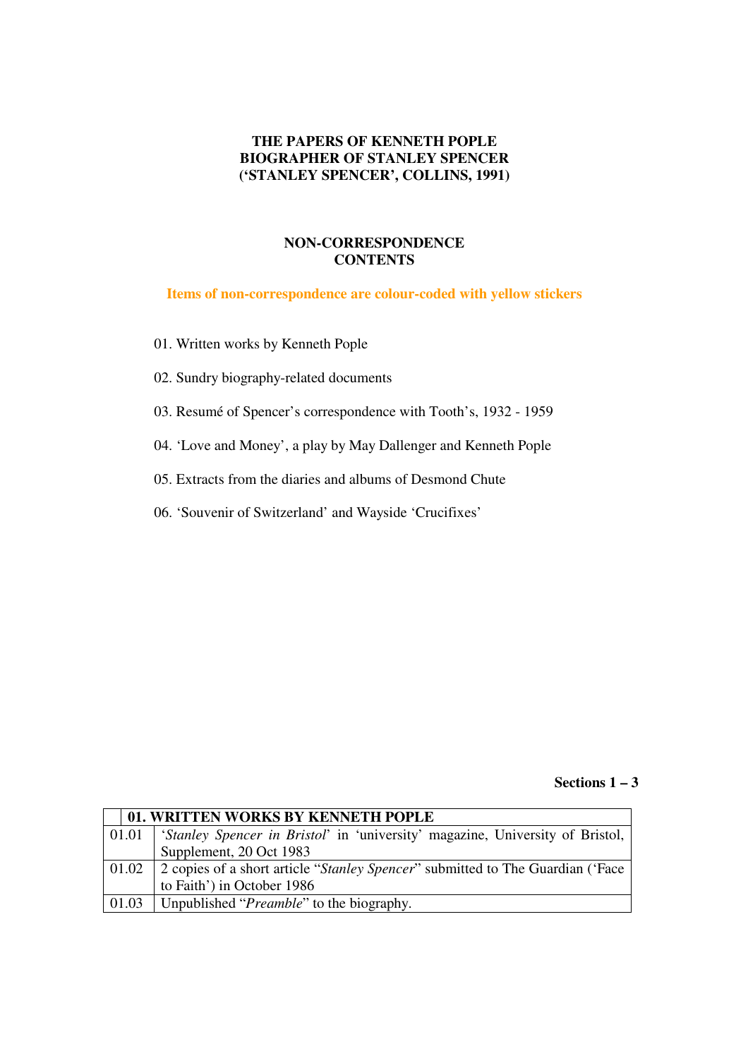# THE PAPERS OF KENNETH POPLE
# BIOGRAPHER OF STANLEY SPENCER
# ('STANLEY SPENCER', COLLINS, 1991)

## NON-CORRESPONDENCE
## CONTENTS

**Items of non-correspondence are colour-coded with yellow stickers**

01. Written works by Kenneth Pople

02. Sundry biography-related documents

03. Resumé of Spencer's correspondence with Tooth's, 1932 - 1959

04. 'Love and Money', a play by May Dallenger and Kenneth Pople

05. Extracts from the diaries and albums of Desmond Chute

06. 'Souvenir of Switzerland' and Wayside 'Crucifixes'

**Sections 1 – 3**

| | **01. WRITTEN WORKS BY KENNETH POPLE** |
|---|---|
| 01.01 | '*Stanley Spencer in Bristol*' in 'university' magazine, University of Bristol, Supplement, 20 Oct 1983 |
| 01.02 | 2 copies of a short article "*Stanley Spencer*" submitted to The Guardian ('Face to Faith') in October 1986 |
| 01.03 | Unpublished "*Preamble*" to the biography. |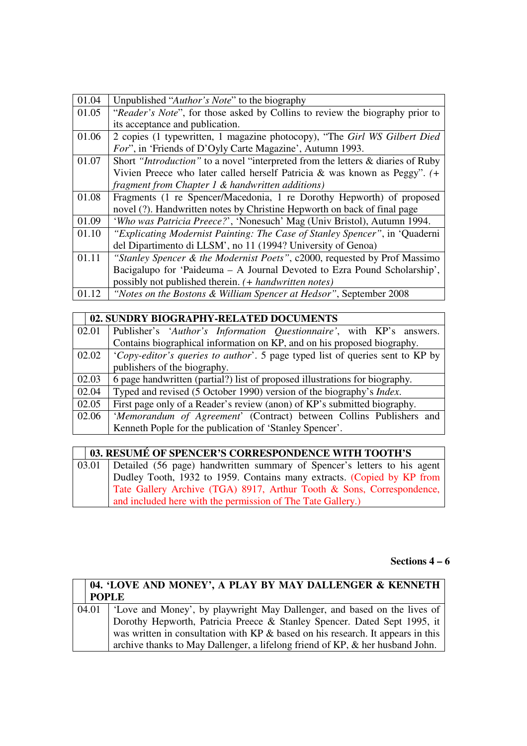| | |
|---|---|
| 01.04 | Unpublished "*Author's Note*" to the biography |
| 01.05 | "*Reader's Note*", for those asked by Collins to review the biography prior to its acceptance and publication. |
| 01.06 | 2 copies (1 typewritten, 1 magazine photocopy), "The *Girl WS Gilbert Died For*", in 'Friends of D'Oyly Carte Magazine', Autumn 1993. |
| 01.07 | Short *"Introduction"* to a novel "interpreted from the letters & diaries of Ruby Vivien Preece who later called herself Patricia & was known as Peggy". *(+ fragment from Chapter 1 & handwritten additions)* |
| 01.08 | Fragments (1 re Spencer/Macedonia, 1 re Dorothy Hepworth) of proposed novel (?). Handwritten notes by Christine Hepworth on back of final page |
| 01.09 | '*Who was Patricia Preece?*', 'Nonesuch' Mag (Univ Bristol), Autumn 1994. |
| 01.10 | *"Explicating Modernist Painting: The Case of Stanley Spencer"*, in 'Quaderni del Dipartimento di LLSM', no 11 (1994? University of Genoa) |
| 01.11 | *"Stanley Spencer & the Modernist Poets"*, c2000, requested by Prof Massimo Bacigalupo for 'Paideuma – A Journal Devoted to Ezra Pound Scholarship', possibly not published therein. *(+ handwritten notes)* |
| 01.12 | *"Notes on the Bostons & William Spencer at Hedsor"*, September 2008 |

| | **02. SUNDRY BIOGRAPHY-RELATED DOCUMENTS** |
|---|---|
| 02.01 | Publisher's '*Author's Information Questionnaire*', with KP's answers. Contains biographical information on KP, and on his proposed biography. |
| 02.02 | '*Copy-editor's queries to author*'. 5 page typed list of queries sent to KP by publishers of the biography. |
| 02.03 | 6 page handwritten (partial?) list of proposed illustrations for biography. |
| 02.04 | Typed and revised (5 October 1990) version of the biography's *Index.* |
| 02.05 | First page only of a Reader's review (anon) of KP's submitted biography. |
| 02.06 | '*Memorandum of Agreement*' (Contract) between Collins Publishers and Kenneth Pople for the publication of 'Stanley Spencer'. |

| | **03. RESUMÉ OF SPENCER'S CORRESPONDENCE WITH TOOTH'S** |
|---|---|
| 03.01 | Detailed (56 page) handwritten summary of Spencer's letters to his agent Dudley Tooth, 1932 to 1959. Contains many extracts. (Copied by KP from Tate Gallery Archive (TGA) 8917, Arthur Tooth & Sons, Correspondence, and included here with the permission of The Tate Gallery.) |

**Sections 4 – 6**

| | **04. 'LOVE AND MONEY', A PLAY BY MAY DALLENGER & KENNETH POPLE** |
|---|---|
| 04.01 | 'Love and Money', by playwright May Dallenger, and based on the lives of Dorothy Hepworth, Patricia Preece & Stanley Spencer. Dated Sept 1995, it was written in consultation with KP & based on his research. It appears in this archive thanks to May Dallenger, a lifelong friend of KP, & her husband John. |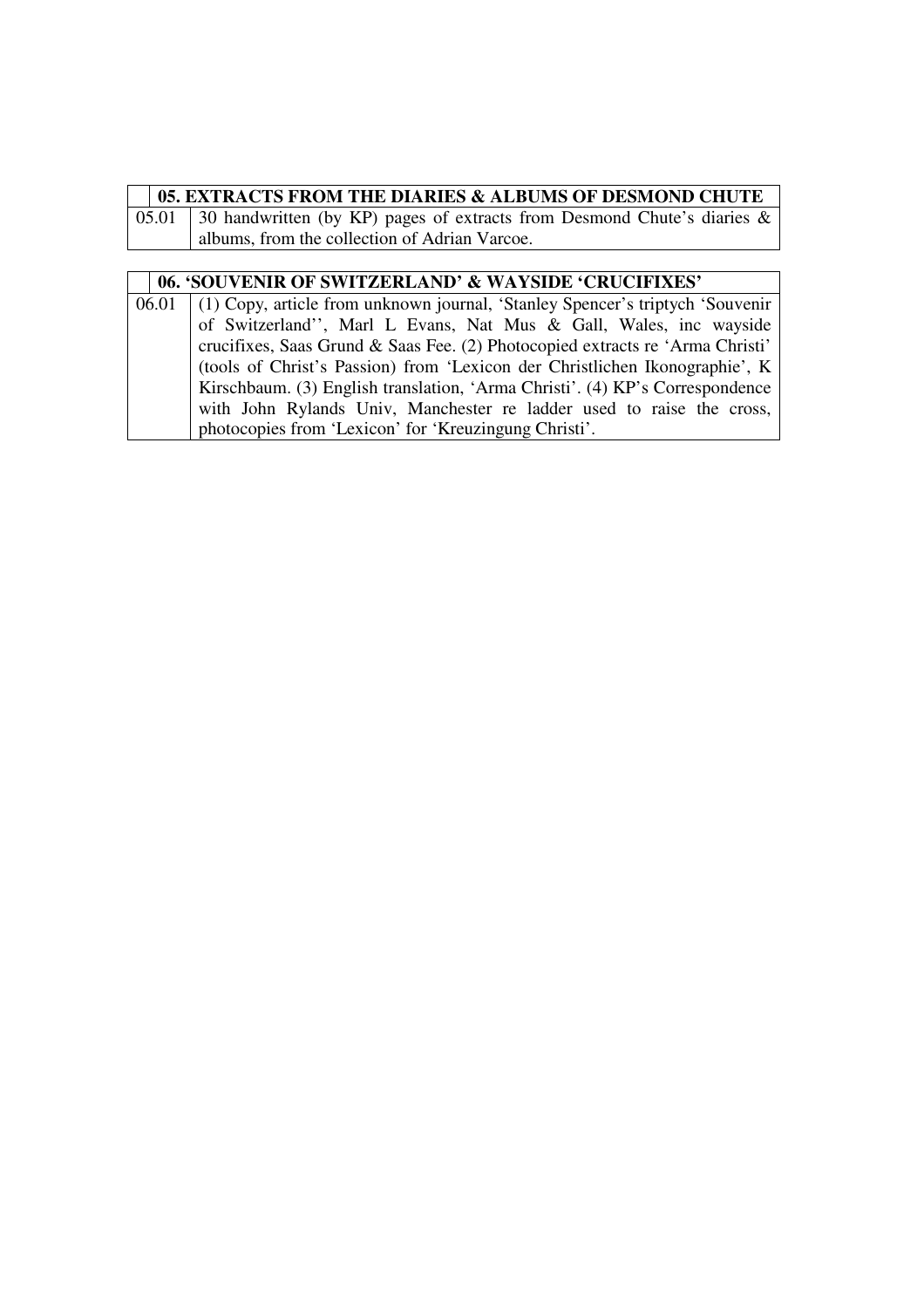| | 05. EXTRACTS FROM THE DIARIES & ALBUMS OF DESMOND CHUTE |
|---|---|
| 05.01 | 30 handwritten (by KP) pages of extracts from Desmond Chute's diaries & albums, from the collection of Adrian Varcoe. |

| | 06. 'SOUVENIR OF SWITZERLAND' & WAYSIDE 'CRUCIFIXES' |
|---|---|
| 06.01 | (1) Copy, article from unknown journal, 'Stanley Spencer's triptych 'Souvenir of Switzerland'', Marl L Evans, Nat Mus & Gall, Wales, inc wayside crucifixes, Saas Grund & Saas Fee. (2) Photocopied extracts re 'Arma Christi' (tools of Christ's Passion) from 'Lexicon der Christlichen Ikonographie', K Kirschbaum. (3) English translation, 'Arma Christi'. (4) KP's Correspondence with John Rylands Univ, Manchester re ladder used to raise the cross, photocopies from 'Lexicon' for 'Kreuzingung Christi'. |